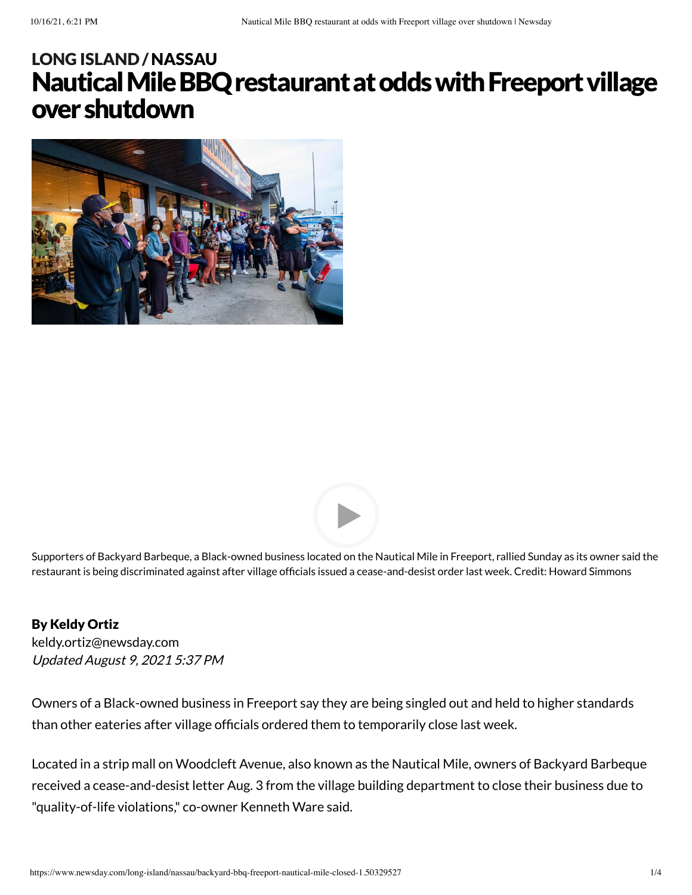LONG ISLAND / NASSAU

# Nautical Mile BBQ restaurant at odds with Freeport village over shutdown

Supporters of Backyard Barbeque, a Black-owned business located on the Nautical Mile in Freeport, rallied Sunday as its owner said the restaurant is being discriminated against after village officials issued a cease-and-desist order last week. Credit: Howard Simmons

**By Keldy Ortiz**
keldy.ortiz@newsday.com
*Updated August 9, 2021 5:37 PM*

Owners of a Black-owned business in Freeport say they are being singled out and held to higher standards than other eateries after village officials ordered them to temporarily close last week.

Located in a strip mall on Woodcleft Avenue, also known as the Nautical Mile, owners of Backyard Barbeque received a cease-and-desist letter Aug. 3 from the village building department to close their business due to "quality-of-life violations," co-owner Kenneth Ware said.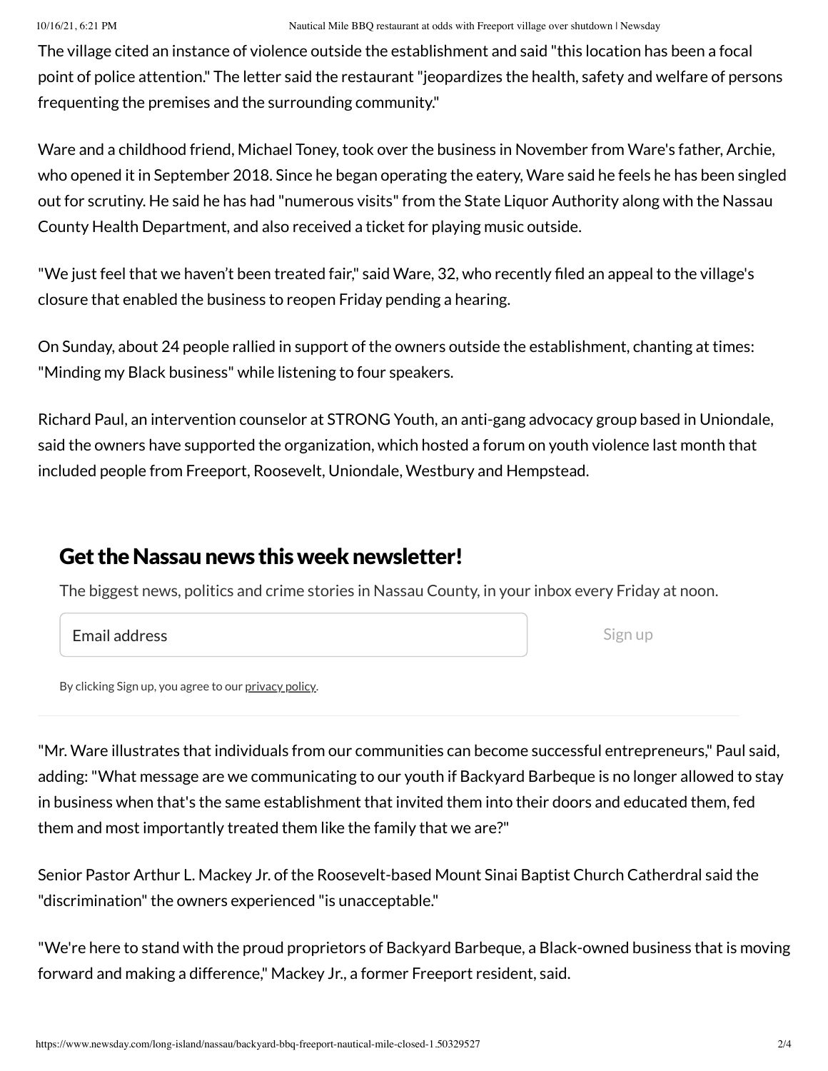The village cited an instance of violence outside the establishment and said "this location has been a focal point of police attention." The letter said the restaurant "jeopardizes the health, safety and welfare of persons frequenting the premises and the surrounding community."

Ware and a childhood friend, Michael Toney, took over the business in November from Ware's father, Archie, who opened it in September 2018. Since he began operating the eatery, Ware said he feels he has been singled out for scrutiny. He said he has had "numerous visits" from the State Liquor Authority along with the Nassau County Health Department, and also received a ticket for playing music outside.

"We just feel that we haven't been treated fair," said Ware, 32, who recently filed an appeal to the village's closure that enabled the business to reopen Friday pending a hearing.

On Sunday, about 24 people rallied in support of the owners outside the establishment, chanting at times: "Minding my Black business" while listening to four speakers.

Richard Paul, an intervention counselor at STRONG Youth, an anti-gang advocacy group based in Uniondale, said the owners have supported the organization, which hosted a forum on youth violence last month that included people from Freeport, Roosevelt, Uniondale, Westbury and Hempstead.

## Get the Nassau news this week newsletter!

The biggest news, politics and crime stories in Nassau County, in your inbox every Friday at noon.

Email address

Sign up

By clicking Sign up, you agree to our privacy policy.

"Mr. Ware illustrates that individuals from our communities can become successful entrepreneurs," Paul said, adding: "What message are we communicating to our youth if Backyard Barbeque is no longer allowed to stay in business when that's the same establishment that invited them into their doors and educated them, fed them and most importantly treated them like the family that we are?"

Senior Pastor Arthur L. Mackey Jr. of the Roosevelt-based Mount Sinai Baptist Church Catherdral said the "discrimination" the owners experienced "is unacceptable."

"We're here to stand with the proud proprietors of Backyard Barbeque, a Black-owned business that is moving forward and making a difference," Mackey Jr., a former Freeport resident, said.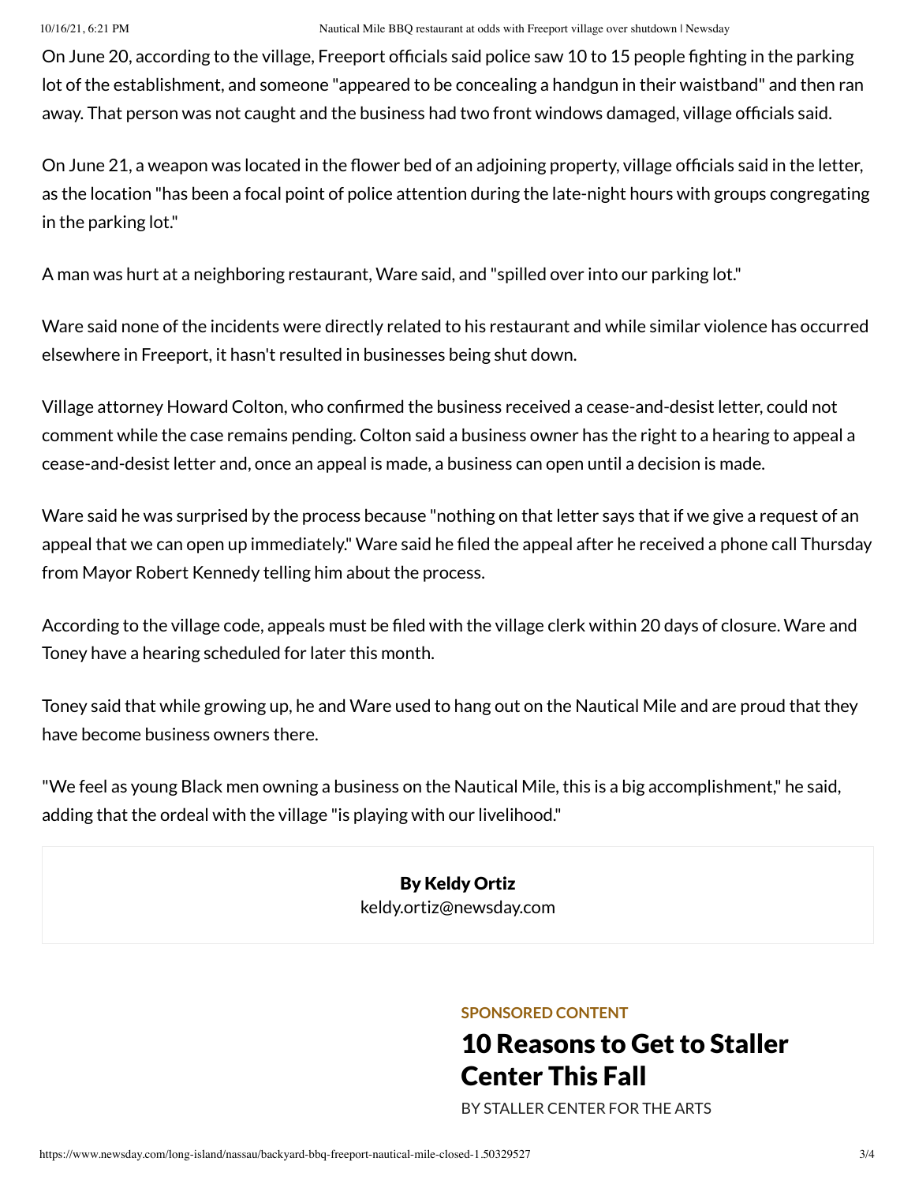On June 20, according to the village, Freeport officials said police saw 10 to 15 people fighting in the parking lot of the establishment, and someone "appeared to be concealing a handgun in their waistband" and then ran away. That person was not caught and the business had two front windows damaged, village officials said.

On June 21, a weapon was located in the flower bed of an adjoining property, village officials said in the letter, as the location "has been a focal point of police attention during the late-night hours with groups congregating in the parking lot."

A man was hurt at a neighboring restaurant, Ware said, and "spilled over into our parking lot."

Ware said none of the incidents were directly related to his restaurant and while similar violence has occurred elsewhere in Freeport, it hasn't resulted in businesses being shut down.

Village attorney Howard Colton, who confirmed the business received a cease-and-desist letter, could not comment while the case remains pending. Colton said a business owner has the right to a hearing to appeal a cease-and-desist letter and, once an appeal is made, a business can open until a decision is made.

Ware said he was surprised by the process because "nothing on that letter says that if we give a request of an appeal that we can open up immediately." Ware said he filed the appeal after he received a phone call Thursday from Mayor Robert Kennedy telling him about the process.

According to the village code, appeals must be filed with the village clerk within 20 days of closure. Ware and Toney have a hearing scheduled for later this month.

Toney said that while growing up, he and Ware used to hang out on the Nautical Mile and are proud that they have become business owners there.

"We feel as young Black men owning a business on the Nautical Mile, this is a big accomplishment," he said, adding that the ordeal with the village "is playing with our livelihood."

**By Keldy Ortiz**
keldy.ortiz@newsday.com

SPONSORED CONTENT

## 10 Reasons to Get to Staller Center This Fall

BY STALLER CENTER FOR THE ARTS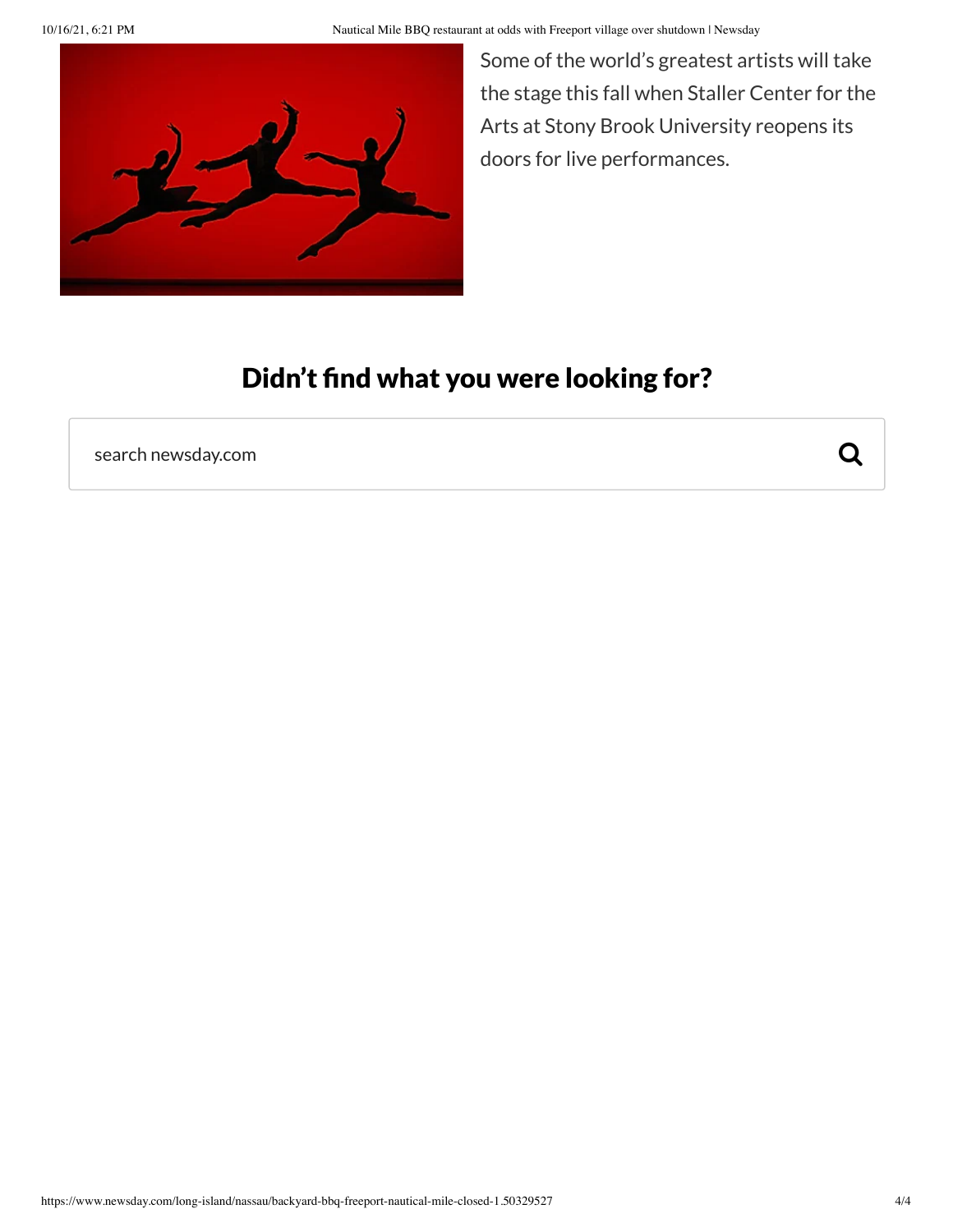Some of the world's greatest artists will take the stage this fall when Staller Center for the Arts at Stony Brook University reopens its doors for live performances.

## Didn't find what you were looking for?

search newsday.com